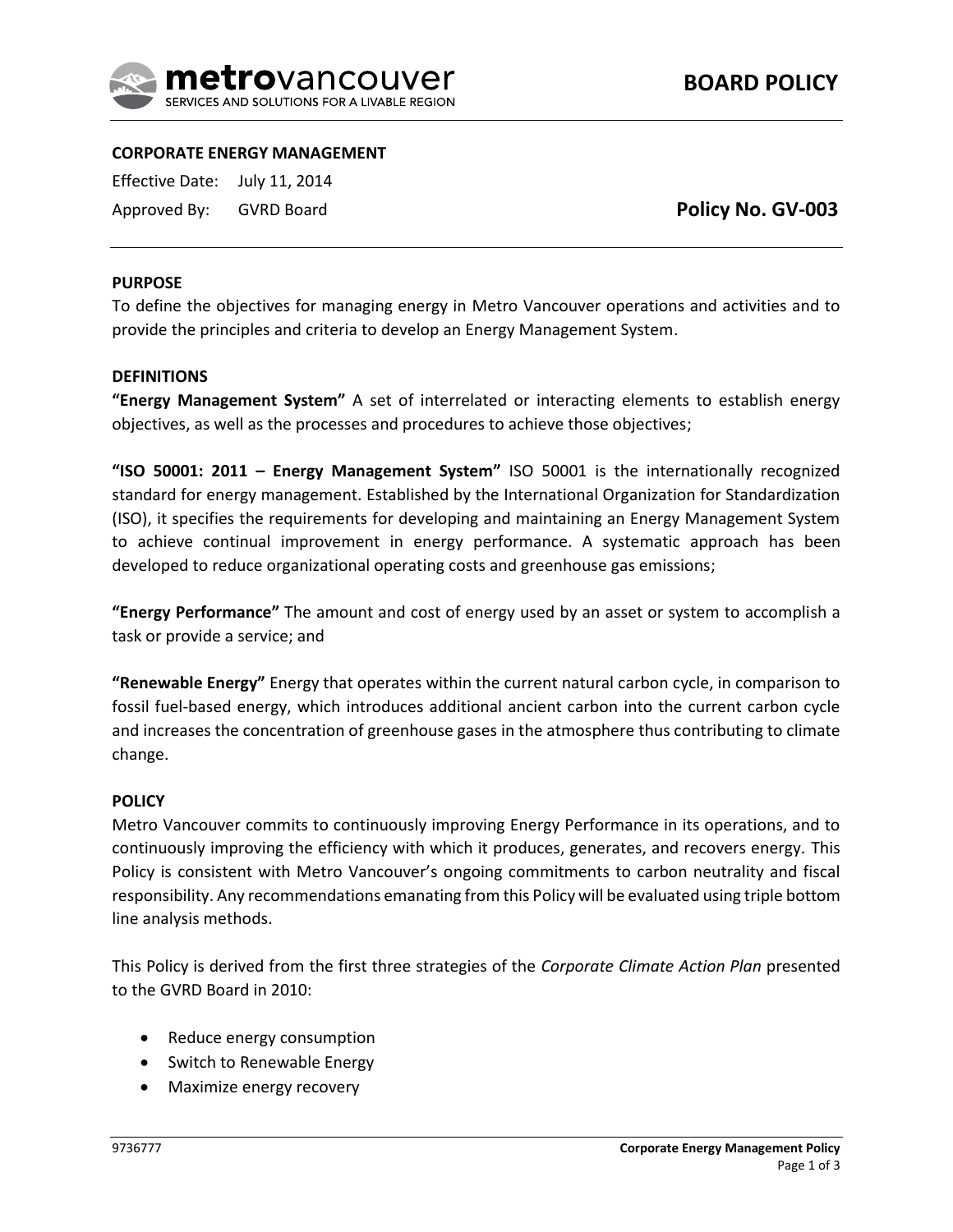# BOARD POLICY

**CORPORATE ENERGY MANAGEMENT**

Effective Date: July 11, 2014

Approved By: GVRD Board

**Policy No. GV-003**

## PURPOSE

To define the objectives for managing energy in Metro Vancouver operations and activities and to provide the principles and criteria to develop an Energy Management System.

## DEFINITIONS

**"Energy Management System"** A set of interrelated or interacting elements to establish energy objectives, as well as the processes and procedures to achieve those objectives;

**"ISO 50001: 2011 – Energy Management System"** ISO 50001 is the internationally recognized standard for energy management. Established by the International Organization for Standardization (ISO), it specifies the requirements for developing and maintaining an Energy Management System to achieve continual improvement in energy performance. A systematic approach has been developed to reduce organizational operating costs and greenhouse gas emissions;

**"Energy Performance"** The amount and cost of energy used by an asset or system to accomplish a task or provide a service; and

**"Renewable Energy"** Energy that operates within the current natural carbon cycle, in comparison to fossil fuel-based energy, which introduces additional ancient carbon into the current carbon cycle and increases the concentration of greenhouse gases in the atmosphere thus contributing to climate change.

## POLICY

Metro Vancouver commits to continuously improving Energy Performance in its operations, and to continuously improving the efficiency with which it produces, generates, and recovers energy. This Policy is consistent with Metro Vancouver's ongoing commitments to carbon neutrality and fiscal responsibility. Any recommendations emanating from this Policy will be evaluated using triple bottom line analysis methods.

This Policy is derived from the first three strategies of the *Corporate Climate Action Plan* presented to the GVRD Board in 2010:

- Reduce energy consumption
- Switch to Renewable Energy
- Maximize energy recovery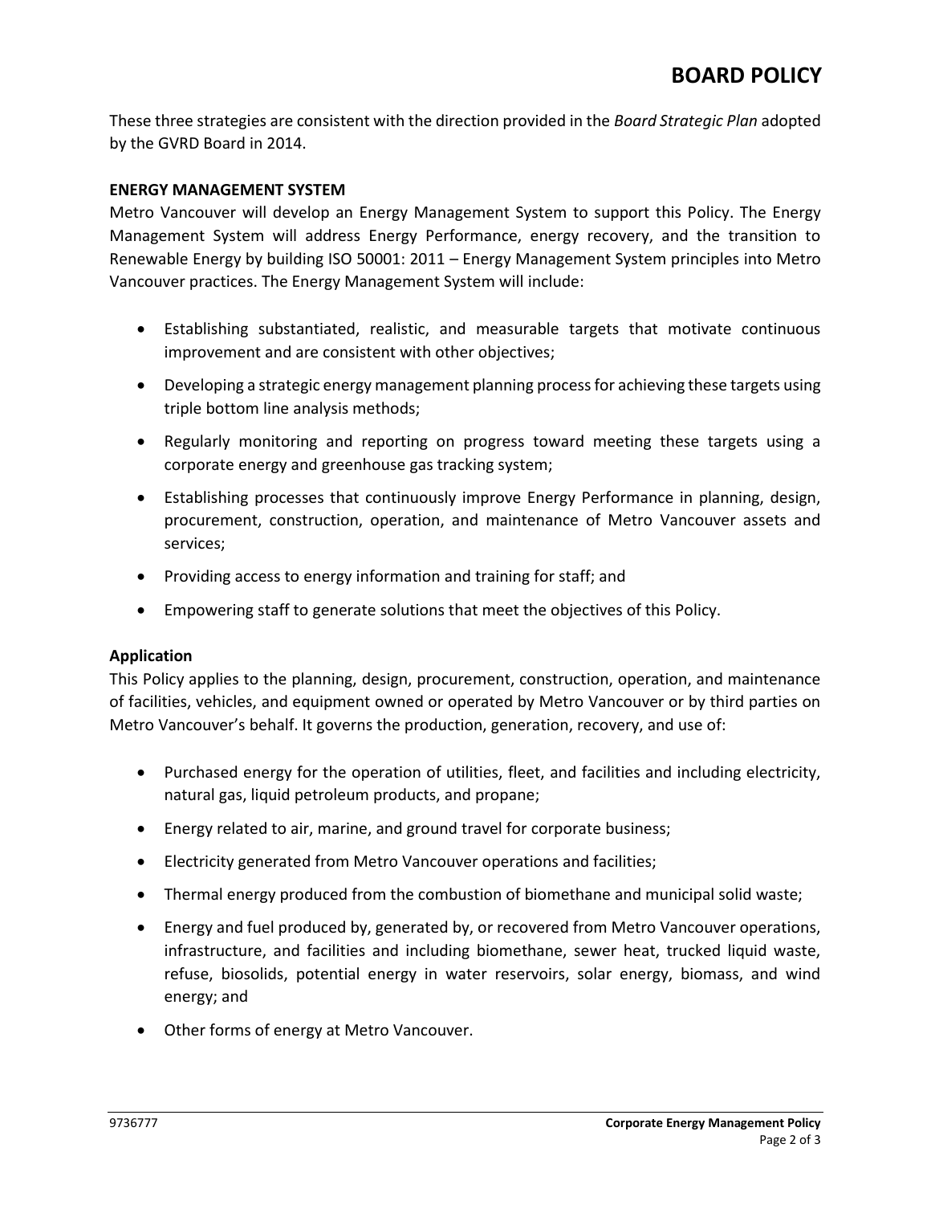These three strategies are consistent with the direction provided in the *Board Strategic Plan* adopted by the GVRD Board in 2014.

## ENERGY MANAGEMENT SYSTEM

Metro Vancouver will develop an Energy Management System to support this Policy. The Energy Management System will address Energy Performance, energy recovery, and the transition to Renewable Energy by building ISO 50001: 2011 – Energy Management System principles into Metro Vancouver practices. The Energy Management System will include:

- Establishing substantiated, realistic, and measurable targets that motivate continuous improvement and are consistent with other objectives;
- Developing a strategic energy management planning process for achieving these targets using triple bottom line analysis methods;
- Regularly monitoring and reporting on progress toward meeting these targets using a corporate energy and greenhouse gas tracking system;
- Establishing processes that continuously improve Energy Performance in planning, design, procurement, construction, operation, and maintenance of Metro Vancouver assets and services;
- Providing access to energy information and training for staff; and
- Empowering staff to generate solutions that meet the objectives of this Policy.

### Application

This Policy applies to the planning, design, procurement, construction, operation, and maintenance of facilities, vehicles, and equipment owned or operated by Metro Vancouver or by third parties on Metro Vancouver's behalf. It governs the production, generation, recovery, and use of:

- Purchased energy for the operation of utilities, fleet, and facilities and including electricity, natural gas, liquid petroleum products, and propane;
- Energy related to air, marine, and ground travel for corporate business;
- Electricity generated from Metro Vancouver operations and facilities;
- Thermal energy produced from the combustion of biomethane and municipal solid waste;
- Energy and fuel produced by, generated by, or recovered from Metro Vancouver operations, infrastructure, and facilities and including biomethane, sewer heat, trucked liquid waste, refuse, biosolids, potential energy in water reservoirs, solar energy, biomass, and wind energy; and
- Other forms of energy at Metro Vancouver.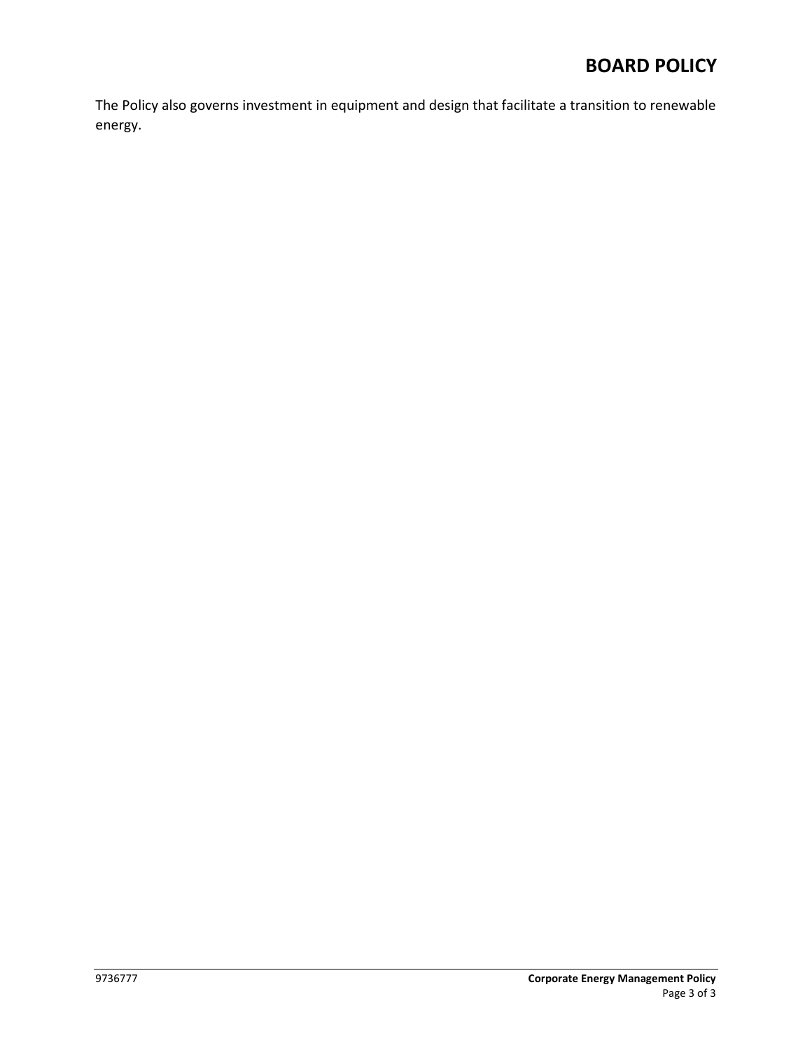The Policy also governs investment in equipment and design that facilitate a transition to renewable energy.